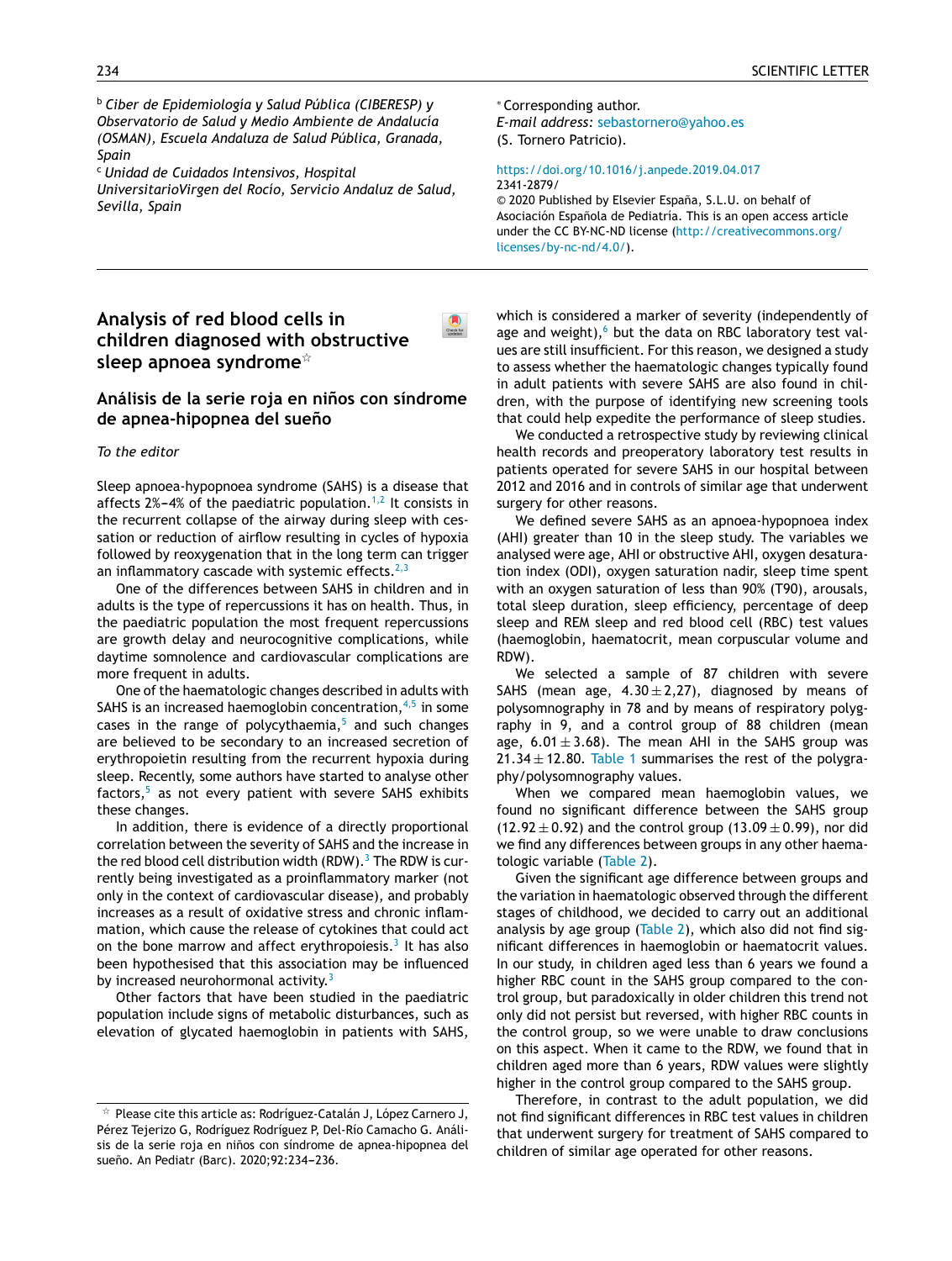[b] *Ciber de Epidemiología y Salud Pública (CIBERESP) y Observatorio de Salud y Medio Ambiente de Andalucía (OSMAN), Escuela Andaluza de Salud Pública, Granada, Spain*
[c] *Unidad de Cuidados Intensivos, Hospital UniversitarioVirgen del Rocío, Servicio Andaluz de Salud, Sevilla, Spain*

* Corresponding author.
*E-mail address:* sebastornero@yahoo.es
(S. Tornero Patricio).

https://doi.org/10.1016/j.anpede.2019.04.017
2341-2879/
© 2020 Published by Elsevier España, S.L.U. on behalf of Asociación Española de Pediatría. This is an open access article under the CC BY-NC-ND license (http://creativecommons.org/licenses/by-nc-nd/4.0/).

# Analysis of red blood cells in children diagnosed with obstructive sleep apnoea syndrome☆

## Análisis de la serie roja en niños con síndrome de apnea-hipopnea del sueño

*To the editor*

Sleep apnoea-hypopnoea syndrome (SAHS) is a disease that affects 2%–4% of the paediatric population.[1,2] It consists in the recurrent collapse of the airway during sleep with cessation or reduction of airflow resulting in cycles of hypoxia followed by reoxygenation that in the long term can trigger an inflammatory cascade with systemic effects.[2,3]

One of the differences between SAHS in children and in adults is the type of repercussions it has on health. Thus, in the paediatric population the most frequent repercussions are growth delay and neurocognitive complications, while daytime somnolence and cardiovascular complications are more frequent in adults.

One of the haematologic changes described in adults with SAHS is an increased haemoglobin concentration,[4,5] in some cases in the range of polycythaemia,[5] and such changes are believed to be secondary to an increased secretion of erythropoietin resulting from the recurrent hypoxia during sleep. Recently, some authors have started to analyse other factors,[5] as not every patient with severe SAHS exhibits these changes.

In addition, there is evidence of a directly proportional correlation between the severity of SAHS and the increase in the red blood cell distribution width (RDW).[3] The RDW is currently being investigated as a proinflammatory marker (not only in the context of cardiovascular disease), and probably increases as a result of oxidative stress and chronic inflammation, which cause the release of cytokines that could act on the bone marrow and affect erythropoiesis.[3] It has also been hypothesised that this association may be influenced by increased neurohormonal activity.[3]

Other factors that have been studied in the paediatric population include signs of metabolic disturbances, such as elevation of glycated haemoglobin in patients with SAHS, which is considered a marker of severity (independently of age and weight),[6] but the data on RBC laboratory test values are still insufficient. For this reason, we designed a study to assess whether the haematologic changes typically found in adult patients with severe SAHS are also found in children, with the purpose of identifying new screening tools that could help expedite the performance of sleep studies.

We conducted a retrospective study by reviewing clinical health records and preoperatory laboratory test results in patients operated for severe SAHS in our hospital between 2012 and 2016 and in controls of similar age that underwent surgery for other reasons.

We defined severe SAHS as an apnoea-hypopnoea index (AHI) greater than 10 in the sleep study. The variables we analysed were age, AHI or obstructive AHI, oxygen desaturation index (ODI), oxygen saturation nadir, sleep time spent with an oxygen saturation of less than 90% (T90), arousals, total sleep duration, sleep efficiency, percentage of deep sleep and REM sleep and red blood cell (RBC) test values (haemoglobin, haematocrit, mean corpuscular volume and RDW).

We selected a sample of 87 children with severe SAHS (mean age, $4.30 \pm 2{,}27$), diagnosed by means of polysomnography in 78 and by means of respiratory polygraphy in 9, and a control group of 88 children (mean age, $6.01 \pm 3.68$). The mean AHI in the SAHS group was $21.34 \pm 12.80$. Table 1 summarises the rest of the polygraphy/polysomnography values.

When we compared mean haemoglobin values, we found no significant difference between the SAHS group ($12.92 \pm 0.92$) and the control group ($13.09 \pm 0.99$), nor did we find any differences between groups in any other haematologic variable (Table 2).

Given the significant age difference between groups and the variation in haematologic observed through the different stages of childhood, we decided to carry out an additional analysis by age group (Table 2), which also did not find significant differences in haemoglobin or haematocrit values. In our study, in children aged less than 6 years we found a higher RBC count in the SAHS group compared to the control group, but paradoxically in older children this trend not only did not persist but reversed, with higher RBC counts in the control group, so we were unable to draw conclusions on this aspect. When it came to the RDW, we found that in children aged more than 6 years, RDW values were slightly higher in the control group compared to the SAHS group.

Therefore, in contrast to the adult population, we did not find significant differences in RBC test values in children that underwent surgery for treatment of SAHS compared to children of similar age operated for other reasons.

☆ Please cite this article as: Rodríguez-Catalán J, López Carnero J, Pérez Tejerizo G, Rodríguez Rodríguez P, Del-Río Camacho G. Análisis de la serie roja en niños con síndrome de apnea-hipopnea del sueño. An Pediatr (Barc). 2020;92:234–236.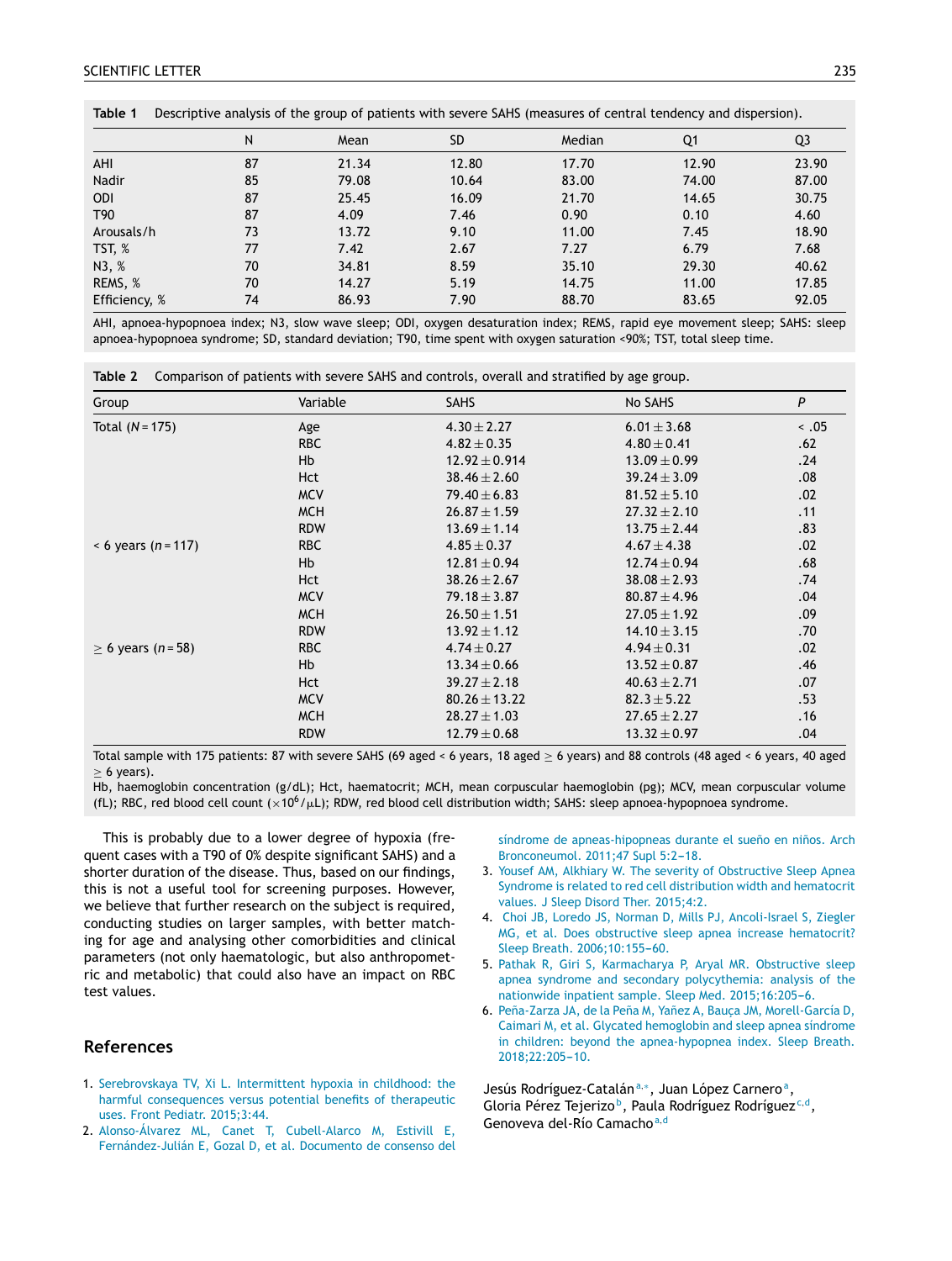**Table 1** Descriptive analysis of the group of patients with severe SAHS (measures of central tendency and dispersion).

| | N | Mean | SD | Median | Q1 | Q3 |
|---|---|---|---|---|---|---|
| AHI | 87 | 21.34 | 12.80 | 17.70 | 12.90 | 23.90 |
| Nadir | 85 | 79.08 | 10.64 | 83.00 | 74.00 | 87.00 |
| ODI | 87 | 25.45 | 16.09 | 21.70 | 14.65 | 30.75 |
| T90 | 87 | 4.09 | 7.46 | 0.90 | 0.10 | 4.60 |
| Arousals/h | 73 | 13.72 | 9.10 | 11.00 | 7.45 | 18.90 |
| TST, % | 77 | 7.42 | 2.67 | 7.27 | 6.79 | 7.68 |
| N3, % | 70 | 34.81 | 8.59 | 35.10 | 29.30 | 40.62 |
| REMS, % | 70 | 14.27 | 5.19 | 14.75 | 11.00 | 17.85 |
| Efficiency, % | 74 | 86.93 | 7.90 | 88.70 | 83.65 | 92.05 |

AHI, apnoea-hypopnoea index; N3, slow wave sleep; ODI, oxygen desaturation index; REMS, rapid eye movement sleep; SAHS: sleep apnoea-hypopnoea syndrome; SD, standard deviation; T90, time spent with oxygen saturation <90%; TST, total sleep time.

**Table 2** Comparison of patients with severe SAHS and controls, overall and stratified by age group.

| Group | Variable | SAHS | No SAHS | *P* |
|---|---|---|---|---|
| Total (*N* = 175) | Age | 4.30 ± 2.27 | 6.01 ± 3.68 | < .05 |
| | RBC | 4.82 ± 0.35 | 4.80 ± 0.41 | .62 |
| | Hb | 12.92 ± 0.914 | 13.09 ± 0.99 | .24 |
| | Hct | 38.46 ± 2.60 | 39.24 ± 3.09 | .08 |
| | MCV | 79.40 ± 6.83 | 81.52 ± 5.10 | .02 |
| | MCH | 26.87 ± 1.59 | 27.32 ± 2.10 | .11 |
| | RDW | 13.69 ± 1.14 | 13.75 ± 2.44 | .83 |
| < 6 years (*n* = 117) | RBC | 4.85 ± 0.37 | 4.67 ± 4.38 | .02 |
| | Hb | 12.81 ± 0.94 | 12.74 ± 0.94 | .68 |
| | Hct | 38.26 ± 2.67 | 38.08 ± 2.93 | .74 |
| | MCV | 79.18 ± 3.87 | 80.87 ± 4.96 | .04 |
| | MCH | 26.50 ± 1.51 | 27.05 ± 1.92 | .09 |
| | RDW | 13.92 ± 1.12 | 14.10 ± 3.15 | .70 |
| ≥ 6 years (*n* = 58) | RBC | 4.74 ± 0.27 | 4.94 ± 0.31 | .02 |
| | Hb | 13.34 ± 0.66 | 13.52 ± 0.87 | .46 |
| | Hct | 39.27 ± 2.18 | 40.63 ± 2.71 | .07 |
| | MCV | 80.26 ± 13.22 | 82.3 ± 5.22 | .53 |
| | MCH | 28.27 ± 1.03 | 27.65 ± 2.27 | .16 |
| | RDW | 12.79 ± 0.68 | 13.32 ± 0.97 | .04 |

Total sample with 175 patients: 87 with severe SAHS (69 aged < 6 years, 18 aged ≥ 6 years) and 88 controls (48 aged < 6 years, 40 aged ≥ 6 years).
Hb, haemoglobin concentration (g/dL); Hct, haematocrit; MCH, mean corpuscular haemoglobin (pg); MCV, mean corpuscular volume (fL); RBC, red blood cell count ($\times 10^6/\mu$L); RDW, red blood cell distribution width; SAHS: sleep apnoea-hypopnoea syndrome.

This is probably due to a lower degree of hypoxia (frequent cases with a T90 of 0% despite significant SAHS) and a shorter duration of the disease. Thus, based on our findings, this is not a useful tool for screening purposes. However, we believe that further research on the subject is required, conducting studies on larger samples, with better matching for age and analysing other comorbidities and clinical parameters (not only haematologic, but also anthropometric and metabolic) that could also have an impact on RBC test values.

## References

1. Serebrovskaya TV, Xi L. Intermittent hypoxia in childhood: the harmful consequences versus potential benefits of therapeutic uses. Front Pediatr. 2015;3:44.
2. Alonso-Álvarez ML, Canet T, Cubell-Alarco M, Estivill E, Fernández-Julián E, Gozal D, et al. Documento de consenso del síndrome de apneas-hipopneas durante el sueño en niños. Arch Bronconeumol. 2011;47 Supl 5:2–18.
3. Yousef AM, Alkhiary W. The severity of Obstructive Sleep Apnea Syndrome is related to red cell distribution width and hematocrit values. J Sleep Disord Ther. 2015;4:2.
4. Choi JB, Loredo JS, Norman D, Mills PJ, Ancoli-Israel S, Ziegler MG, et al. Does obstructive sleep apnea increase hematocrit? Sleep Breath. 2006;10:155–60.
5. Pathak R, Giri S, Karmacharya P, Aryal MR. Obstructive sleep apnea syndrome and secondary polycythemia: analysis of the nationwide inpatient sample. Sleep Med. 2015;16:205–6.
6. Peña-Zarza JA, de la Peña M, Yañez A, Bauça JM, Morell-García D, Caimari M, et al. Glycated hemoglobin and sleep apnea síndrome in children: beyond the apnea-hypopnea index. Sleep Breath. 2018;22:205–10.

Jesús Rodríguez-Catalán[a,*], Juan López Carnero[a], Gloria Pérez Tejerizo[b], Paula Rodríguez Rodríguez[c,d], Genoveva del-Río Camacho[a,d]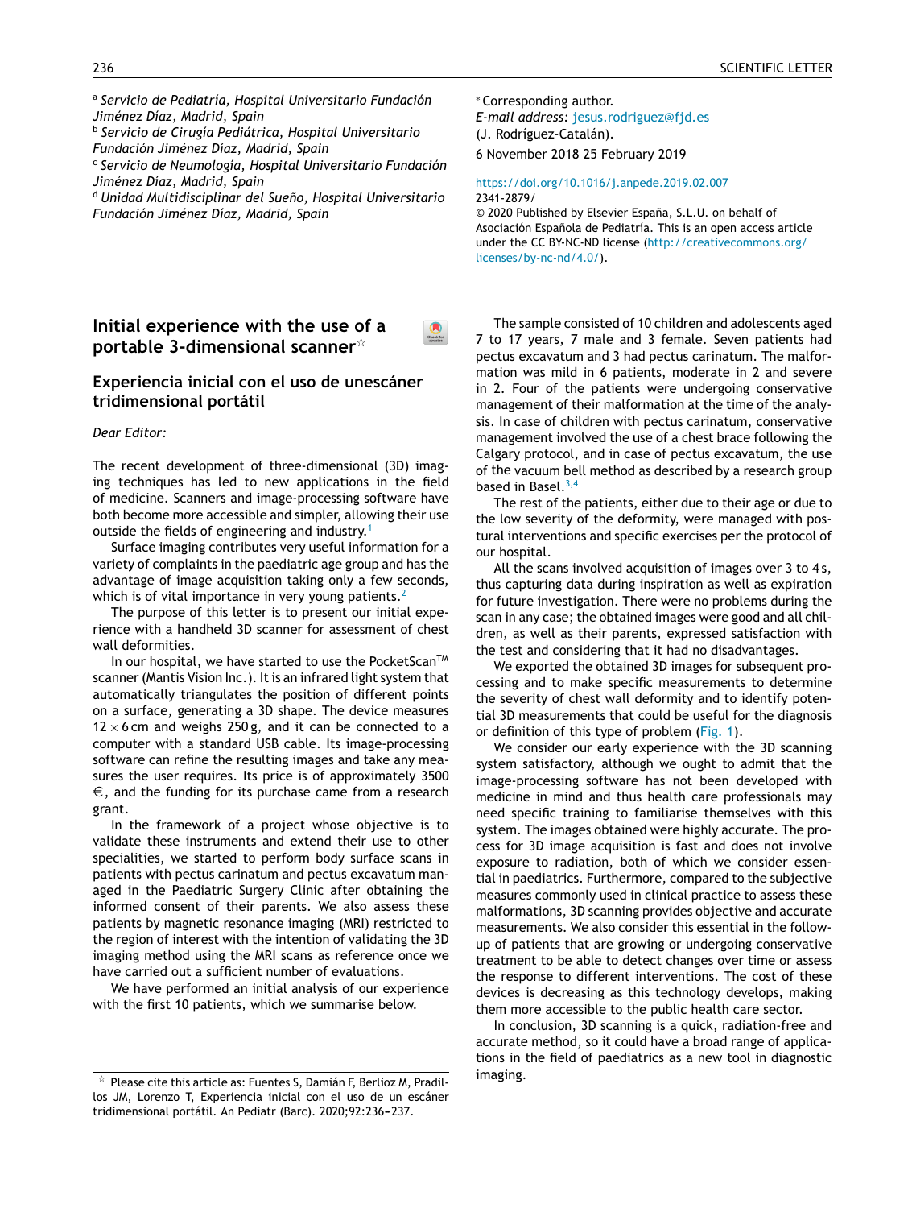[a] *Servicio de Pediatría, Hospital Universitario Fundación Jiménez Díaz, Madrid, Spain*
[b] *Servicio de Cirugía Pediátrica, Hospital Universitario Fundación Jiménez Díaz, Madrid, Spain*
[c] *Servicio de Neumología, Hospital Universitario Fundación Jiménez Díaz, Madrid, Spain*
[d] *Unidad Multidisciplinar del Sueño, Hospital Universitario Fundación Jiménez Díaz, Madrid, Spain*

* Corresponding author.
*E-mail address:* jesus.rodriguez@fjd.es
(J. Rodríguez-Catalán).

6 November 2018 25 February 2019

https://doi.org/10.1016/j.anpede.2019.02.007
2341-2879/
© 2020 Published by Elsevier España, S.L.U. on behalf of Asociación Española de Pediatría. This is an open access article under the CC BY-NC-ND license (http://creativecommons.org/licenses/by-nc-nd/4.0/).

## Initial experience with the use of a portable 3-dimensional scanner[☆]

## Experiencia inicial con el uso de unescáner tridimensional portátil

*Dear Editor:*

The recent development of three-dimensional (3D) imaging techniques has led to new applications in the field of medicine. Scanners and image-processing software have both become more accessible and simpler, allowing their use outside the fields of engineering and industry.[1]

Surface imaging contributes very useful information for a variety of complaints in the paediatric age group and has the advantage of image acquisition taking only a few seconds, which is of vital importance in very young patients.[2]

The purpose of this letter is to present our initial experience with a handheld 3D scanner for assessment of chest wall deformities.

In our hospital, we have started to use the PocketScan™ scanner (Mantis Vision Inc.). It is an infrared light system that automatically triangulates the position of different points on a surface, generating a 3D shape. The device measures 12 × 6 cm and weighs 250 g, and it can be connected to a computer with a standard USB cable. Its image-processing software can refine the resulting images and take any measures the user requires. Its price is of approximately 3500 €, and the funding for its purchase came from a research grant.

In the framework of a project whose objective is to validate these instruments and extend their use to other specialities, we started to perform body surface scans in patients with pectus carinatum and pectus excavatum managed in the Paediatric Surgery Clinic after obtaining the informed consent of their parents. We also assess these patients by magnetic resonance imaging (MRI) restricted to the region of interest with the intention of validating the 3D imaging method using the MRI scans as reference once we have carried out a sufficient number of evaluations.

We have performed an initial analysis of our experience with the first 10 patients, which we summarise below.

The sample consisted of 10 children and adolescents aged 7 to 17 years, 7 male and 3 female. Seven patients had pectus excavatum and 3 had pectus carinatum. The malformation was mild in 6 patients, moderate in 2 and severe in 2. Four of the patients were undergoing conservative management of their malformation at the time of the analysis. In case of children with pectus carinatum, conservative management involved the use of a chest brace following the Calgary protocol, and in case of pectus excavatum, the use of the vacuum bell method as described by a research group based in Basel.[3,4]

The rest of the patients, either due to their age or due to the low severity of the deformity, were managed with postural interventions and specific exercises per the protocol of our hospital.

All the scans involved acquisition of images over 3 to 4 s, thus capturing data during inspiration as well as expiration for future investigation. There were no problems during the scan in any case; the obtained images were good and all children, as well as their parents, expressed satisfaction with the test and considering that it had no disadvantages.

We exported the obtained 3D images for subsequent processing and to make specific measurements to determine the severity of chest wall deformity and to identify potential 3D measurements that could be useful for the diagnosis or definition of this type of problem (Fig. 1).

We consider our early experience with the 3D scanning system satisfactory, although we ought to admit that the image-processing software has not been developed with medicine in mind and thus health care professionals may need specific training to familiarise themselves with this system. The images obtained were highly accurate. The process for 3D image acquisition is fast and does not involve exposure to radiation, both of which we consider essential in paediatrics. Furthermore, compared to the subjective measures commonly used in clinical practice to assess these malformations, 3D scanning provides objective and accurate measurements. We also consider this essential in the follow-up of patients that are growing or undergoing conservative treatment to be able to detect changes over time or assess the response to different interventions. The cost of these devices is decreasing as this technology develops, making them more accessible to the public health care sector.

In conclusion, 3D scanning is a quick, radiation-free and accurate method, so it could have a broad range of applications in the field of paediatrics as a new tool in diagnostic imaging.

[☆] Please cite this article as: Fuentes S, Damián F, Berlioz M, Pradillos JM, Lorenzo T, Experiencia inicial con el uso de un escáner tridimensional portátil. An Pediatr (Barc). 2020;92:236–237.